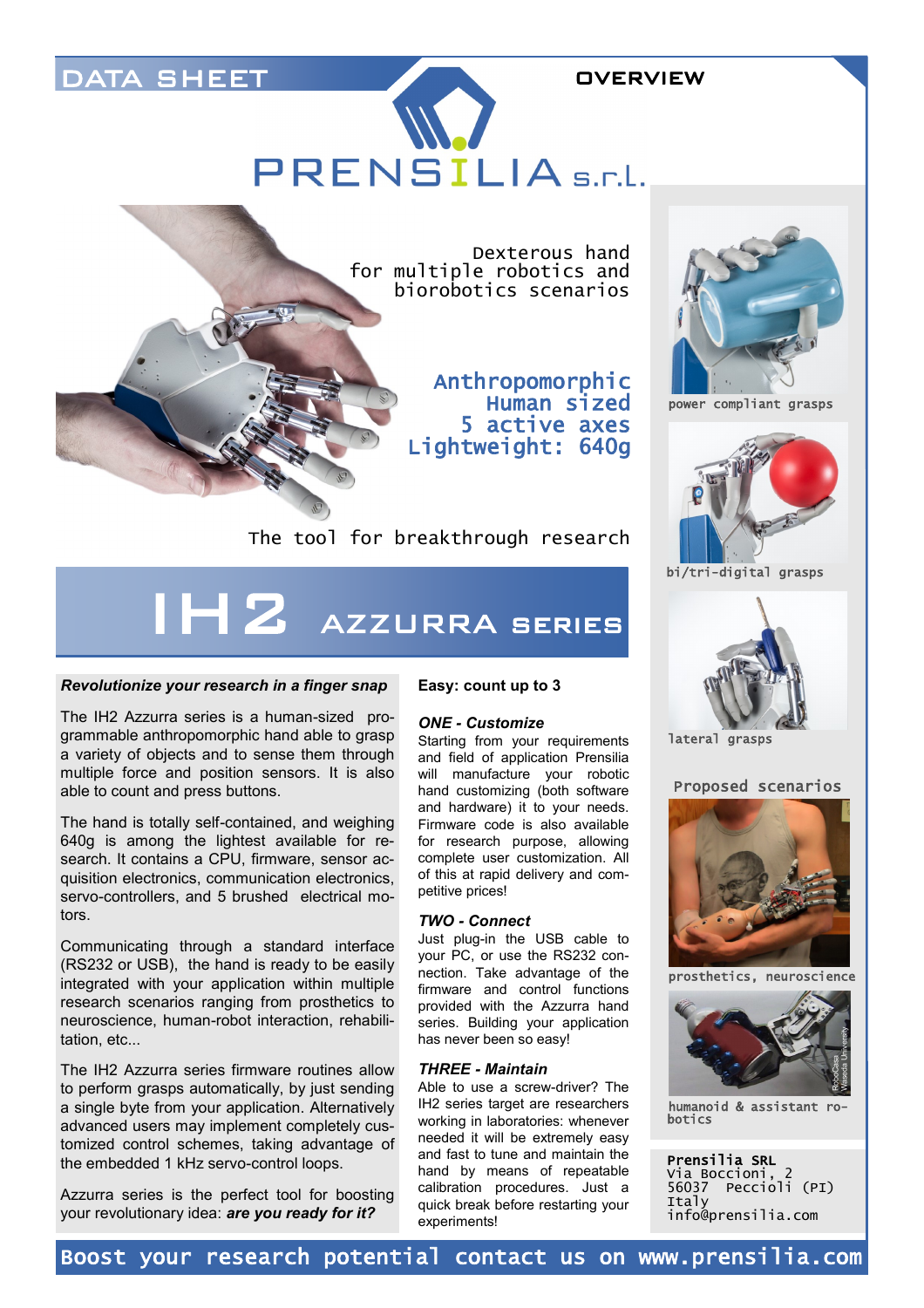DATA SHEET

OVERVIEW

PRENSILIA s.r.l.

Dexterous hand
for multiple robotics and
biorobotics scenarios

**Anthropomorphic**
**Human sized**
**5 active axes**
**Lightweight: 640g**

The tool for breakthrough research

# IH2 AZZURRA SERIES

***Revolutionize your research in a finger snap***

The IH2 Azzurra series is a human-sized programmable anthropomorphic hand able to grasp a variety of objects and to sense them through multiple force and position sensors. It is also able to count and press buttons.

The hand is totally self-contained, and weighing 640g is among the lightest available for research. It contains a CPU, firmware, sensor acquisition electronics, communication electronics, servo-controllers, and 5 brushed electrical motors.

Communicating through a standard interface (RS232 or USB), the hand is ready to be easily integrated with your application within multiple research scenarios ranging from prosthetics to neuroscience, human-robot interaction, rehabilitation, etc...

The IH2 Azzurra series firmware routines allow to perform grasps automatically, by just sending a single byte from your application. Alternatively advanced users may implement completely customized control schemes, taking advantage of the embedded 1 kHz servo-control loops.

Azzurra series is the perfect tool for boosting your revolutionary idea: ***are you ready for it?***

**Easy: count up to 3**

***ONE - Customize***

Starting from your requirements and field of application Prensilia will manufacture your robotic hand customizing (both software and hardware) it to your needs. Firmware code is also available for research purpose, allowing complete user customization. All of this at rapid delivery and competitive prices!

***TWO - Connect***

Just plug-in the USB cable to your PC, or use the RS232 connection. Take advantage of the firmware and control functions provided with the Azzurra hand series. Building your application has never been so easy!

***THREE - Maintain***

Able to use a screw-driver? The IH2 series target are researchers working in laboratories: whenever needed it will be extremely easy and fast to tune and maintain the hand by means of repeatable calibration procedures. Just a quick break before restarting your experiments!

power compliant grasps

bi/tri-digital grasps

lateral grasps

Proposed scenarios

prosthetics, neuroscience

humanoid & assistant robotics

**Prensilia SRL**
Via Boccioni, 2
56037 Peccioli (PI)
Italy
info@prensilia.com

**Boost your research potential contact us on www.prensilia.com**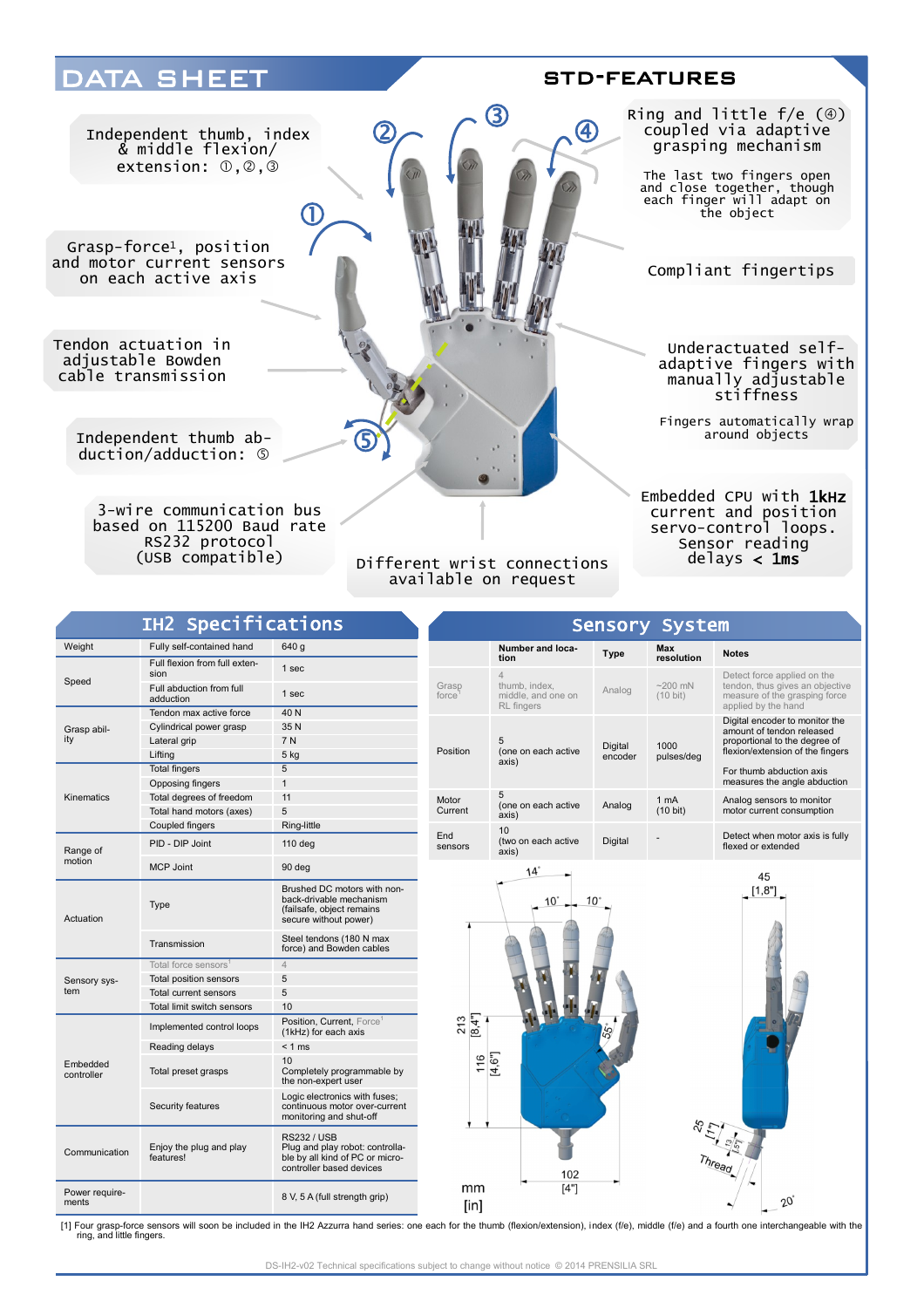# DATA SHEET

## STD-FEATURES

Independent thumb, index & middle flexion/ extension: ①,②,③

Grasp-force[1], position and motor current sensors on each active axis

Tendon actuation in adjustable Bowden cable transmission

Independent thumb ab-duction/adduction: ⑤

3-wire communication bus based on 115200 Baud rate RS232 protocol (USB compatible)

Different wrist connections available on request

Ring and little f/e (④) coupled via adaptive grasping mechanism

The last two fingers open and close together, though each finger will adapt on the object

Compliant fingertips

Underactuated self-adaptive fingers with manually adjustable stiffness

Fingers automatically wrap around objects

Embedded CPU with **1kHz** current and position servo-control loops. Sensor reading delays **< 1ms**

## IH2 Specifications

| | | |
|---|---|---|
| Weight | Fully self-contained hand | 640 g |
| Speed | Full flexion from full extension | 1 sec |
| | Full abduction from full adduction | 1 sec |
| Grasp ability | Tendon max active force | 40 N |
| | Cylindrical power grasp | 35 N |
| | Lateral grip | 7 N |
| | Lifting | 5 kg |
| Kinematics | Total fingers | 5 |
| | Opposing fingers | 1 |
| | Total degrees of freedom | 11 |
| | Total hand motors (axes) | 5 |
| | Coupled fingers | Ring-little |
| Range of motion | PID - DIP Joint | 110 deg |
| | MCP Joint | 90 deg |
| Actuation | Type | Brushed DC motors with non-back-drivable mechanism (failsafe, object remains secure without power) |
| | Transmission | Steel tendons (180 N max force) and Bowden cables |
| Sensory system | Total force sensors[1] | 4 |
| | Total position sensors | 5 |
| | Total current sensors | 5 |
| | Total limit switch sensors | 10 |
| Embedded controller | Implemented control loops | Position, Current, Force[1] (1kHz) for each axis |
| | Reading delays | < 1 ms |
| | Total preset grasps | 10 Completely programmable by the non-expert user |
| | Security features | Logic electronics with fuses; continuous motor over-current monitoring and shut-off |
| Communication | Enjoy the plug and play features! | RS232 / USB Plug and play robot: controllable by all kind of PC or micro-controller based devices |
| Power requirements | | 8 V, 5 A (full strength grip) |

## Sensory System

| | Number and location | Type | Max resolution | Notes |
|---|---|---|---|---|
| Grasp force[1] | 4 thumb, index, middle, and one on RL fingers | Analog | ~200 mN (10 bit) | Detect force applied on the tendon, thus gives an objective measure of the grasping force applied by the hand |
| Position | 5 (one on each active axis) | Digital encoder | 1000 pulses/deg | Digital encoder to monitor the amount of tendon released proportional to the degree of flexion/extension of the fingers. For thumb abduction axis measures the angle abduction |
| Motor Current | 5 (one on each active axis) | Analog | 1 mA (10 bit) | Analog sensors to monitor motor current consumption |
| End sensors | 10 (two on each active axis) | Digital | - | Detect when motor axis is fully flexed or extended |

14°
10°
10°
55°
213 [8,4"]
116 [4,6"]
102 [4"]
mm
[in]
45 [1,8"]
25 [1"]
13 [,5"]
Thread
20°

[1] Four grasp-force sensors will soon be included in the IH2 Azzurra hand series: one each for the thumb (flexion/extension), index (f/e), middle (f/e) and a fourth one interchangeable with the ring, and little fingers.

DS-IH2-v02 Technical specifications subject to change without notice © 2014 PRENSILIA SRL